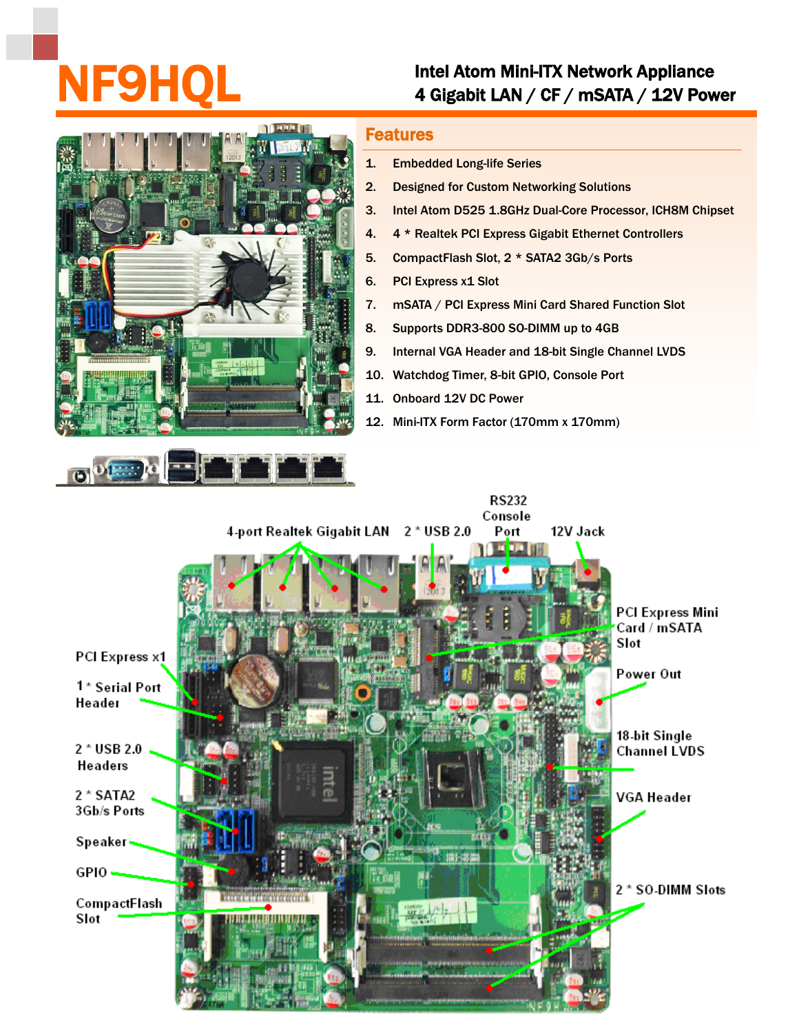# NF9HQL

## Intel Atom Mini-ITX Network Appliance
## 4 Gigabit LAN / CF / mSATA / 12V Power

## Features

1. Embedded Long-life Series
2. Designed for Custom Networking Solutions
3. Intel Atom D525 1.8GHz Dual-Core Processor, ICH8M Chipset
4. 4 * Realtek PCI Express Gigabit Ethernet Controllers
5. CompactFlash Slot, 2 * SATA2 3Gb/s Ports
6. PCI Express x1 Slot
7. mSATA / PCI Express Mini Card Shared Function Slot
8. Supports DDR3-800 SO-DIMM up to 4GB
9. Internal VGA Header and 18-bit Single Channel LVDS
10. Watchdog Timer, 8-bit GPIO, Console Port
11. Onboard 12V DC Power
12. Mini-ITX Form Factor (170mm x 170mm)

4-port Realtek Gigabit LAN

2 * USB 2.0

RS232 Console Port

12V Jack

PCI Express Mini Card / mSATA Slot

Power Out

18-bit Single Channel LVDS

VGA Header

2 * SO-DIMM Slots

PCI Express x1

1 * Serial Port Header

2 * USB 2.0 Headers

2 * SATA2 3Gb/s Ports

Speaker

GPIO

CompactFlash Slot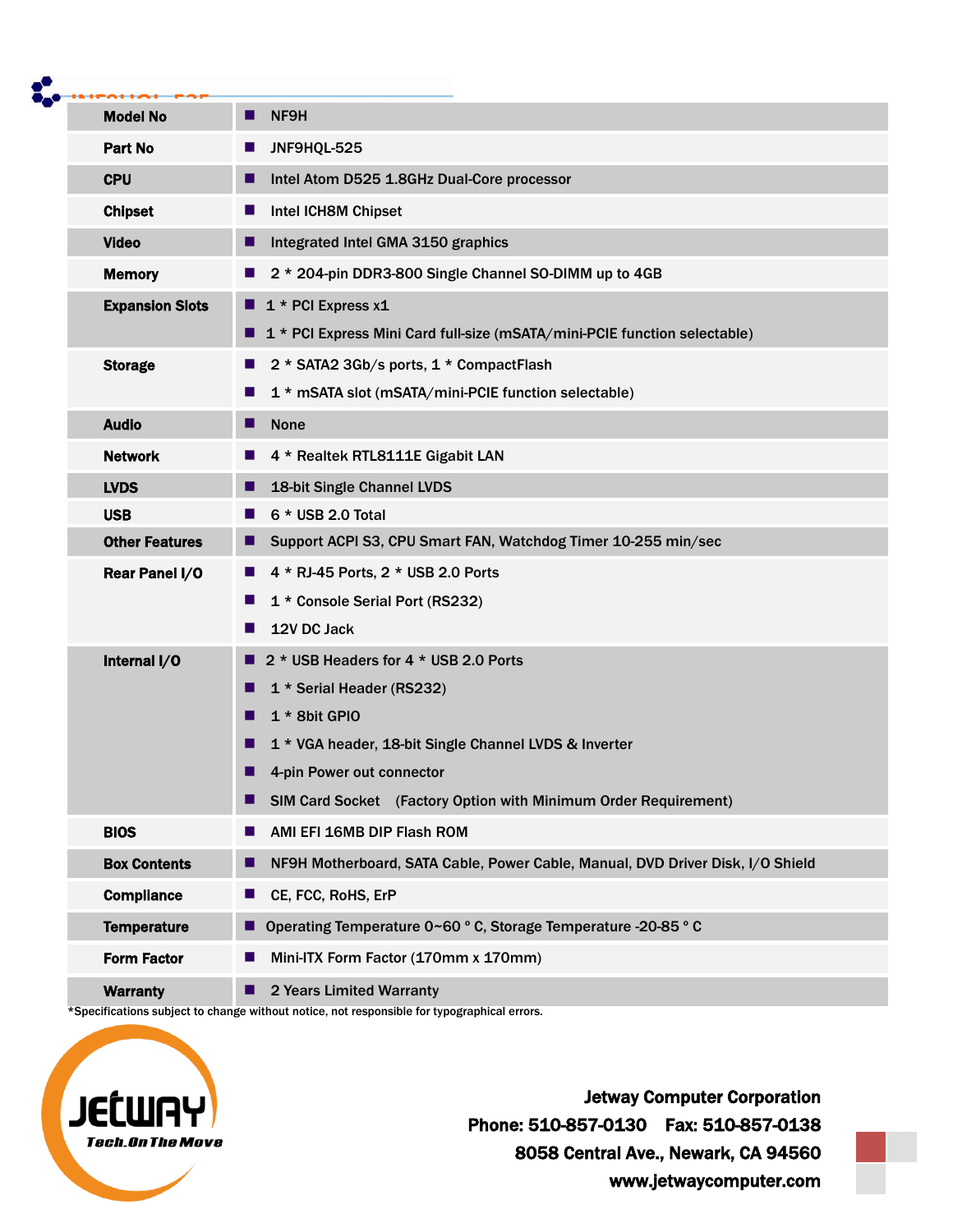| | |
|---|---|
| **Model No** | NF9H |
| **Part No** | JNF9HQL-525 |
| **CPU** | Intel Atom D525 1.8GHz Dual-Core processor |
| **Chipset** | Intel ICH8M Chipset |
| **Video** | Integrated Intel GMA 3150 graphics |
| **Memory** | 2 * 204-pin DDR3-800 Single Channel SO-DIMM up to 4GB |
| **Expansion Slots** | 1 * PCI Express x1<br>1 * PCI Express Mini Card full-size (mSATA/mini-PCIE function selectable) |
| **Storage** | 2 * SATA2 3Gb/s ports, 1 * CompactFlash<br>1 * mSATA slot (mSATA/mini-PCIE function selectable) |
| **Audio** | None |
| **Network** | 4 * Realtek RTL8111E Gigabit LAN |
| **LVDS** | 18-bit Single Channel LVDS |
| **USB** | 6 * USB 2.0 Total |
| **Other Features** | Support ACPI S3, CPU Smart FAN, Watchdog Timer 10-255 min/sec |
| **Rear Panel I/O** | 4 * RJ-45 Ports, 2 * USB 2.0 Ports<br>1 * Console Serial Port (RS232)<br>12V DC Jack |
| **Internal I/O** | 2 * USB Headers for 4 * USB 2.0 Ports<br>1 * Serial Header (RS232)<br>1 * 8bit GPIO<br>1 * VGA header, 18-bit Single Channel LVDS & Inverter<br>4-pin Power out connector<br>SIM Card Socket (Factory Option with Minimum Order Requirement) |
| **BIOS** | AMI EFI 16MB DIP Flash ROM |
| **Box Contents** | NF9H Motherboard, SATA Cable, Power Cable, Manual, DVD Driver Disk, I/O Shield |
| **Compliance** | CE, FCC, RoHS, ErP |
| **Temperature** | Operating Temperature 0~60 ° C, Storage Temperature -20-85 ° C |
| **Form Factor** | Mini-ITX Form Factor (170mm x 170mm) |
| **Warranty** | 2 Years Limited Warranty |

*Specifications subject to change without notice, not responsible for typographical errors.

JETWAY
*Tech.On The Move*

**Jetway Computer Corporation**
**Phone: 510-857-0130 Fax: 510-857-0138**
**8058 Central Ave., Newark, CA 94560**
**www.jetwaycomputer.com**